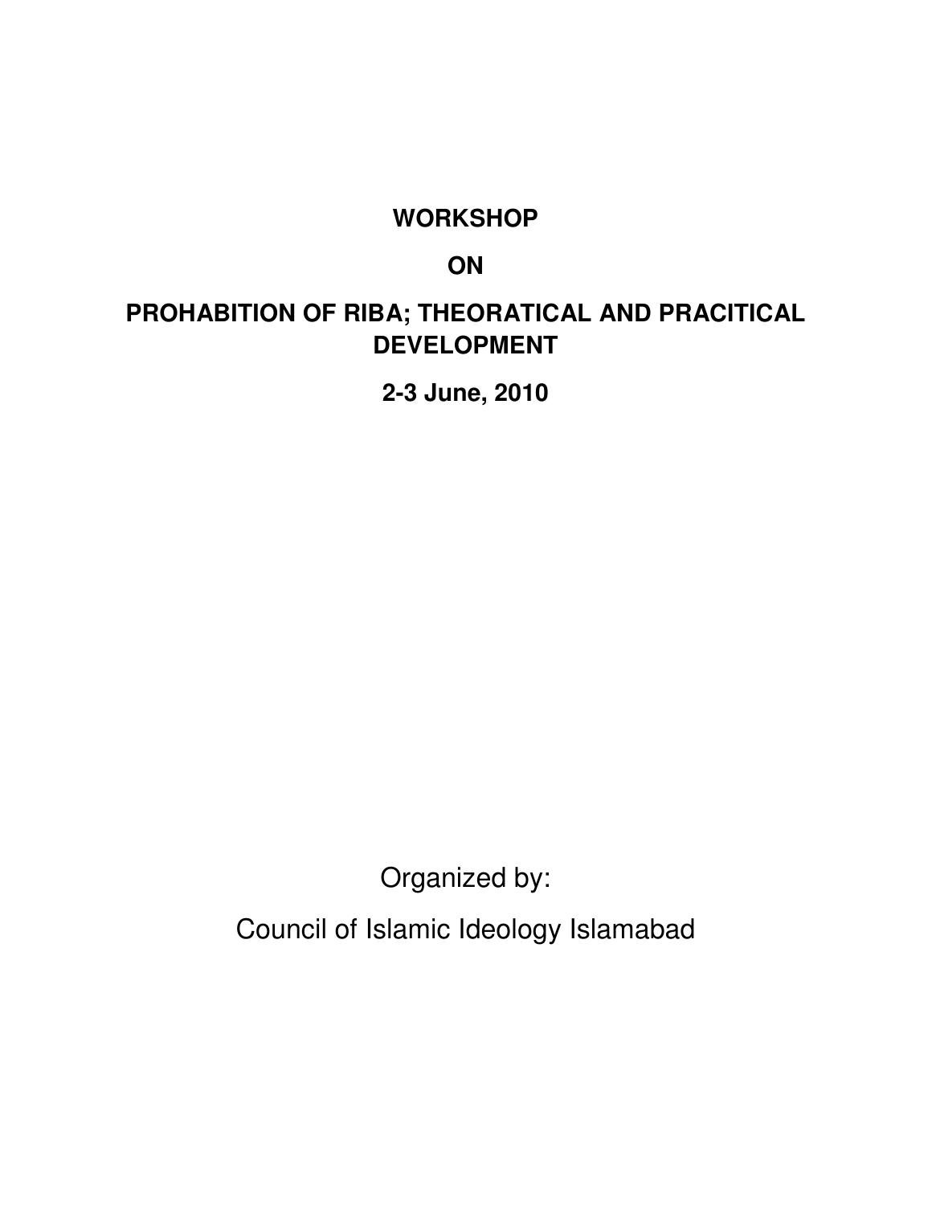# WORKSHOP

# ON

# PROHABITION OF RIBA; THEORATICAL AND PRACITICAL DEVELOPMENT

**2-3 June, 2010**

Organized by:

Council of Islamic Ideology Islamabad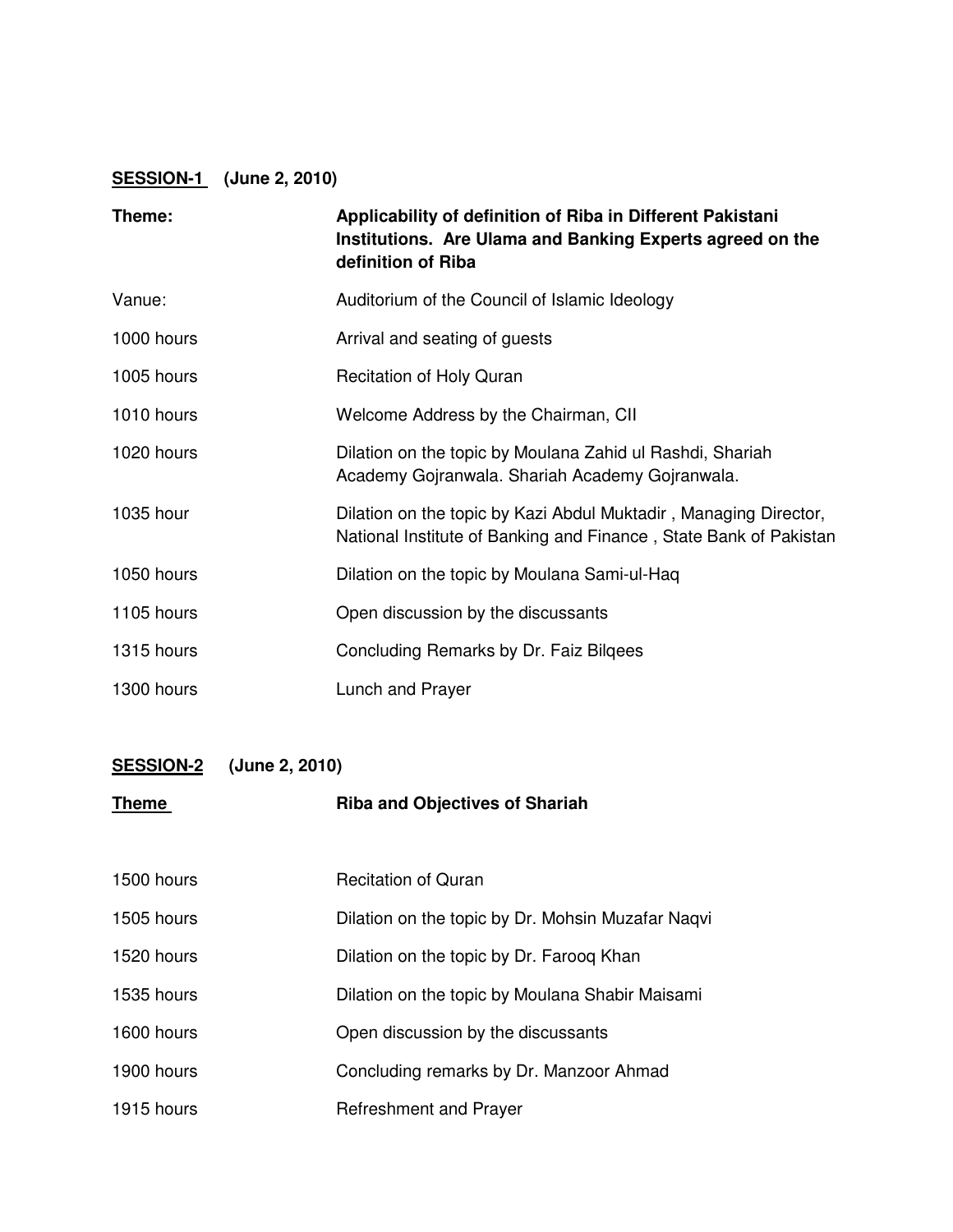**<u>SESSION-1</u> (June 2, 2010)**

| | |
|---|---|
| **Theme:** | **Applicability of definition of Riba in Different Pakistani Institutions. Are Ulama and Banking Experts agreed on the definition of Riba** |
| Vanue: | Auditorium of the Council of Islamic Ideology |
| 1000 hours | Arrival and seating of guests |
| 1005 hours | Recitation of Holy Quran |
| 1010 hours | Welcome Address by the Chairman, CII |
| 1020 hours | Dilation on the topic by Moulana Zahid ul Rashdi, Shariah Academy Gojranwala. Shariah Academy Gojranwala. |
| 1035 hour | Dilation on the topic by Kazi Abdul Muktadir , Managing Director, National Institute of Banking and Finance , State Bank of Pakistan |
| 1050 hours | Dilation on the topic by Moulana Sami-ul-Haq |
| 1105 hours | Open discussion by the discussants |
| 1315 hours | Concluding Remarks by Dr. Faiz Bilqees |
| 1300 hours | Lunch and Prayer |

**<u>SESSION-2</u> (June 2, 2010)**

| | |
|---|---|
| **<u>Theme</u>** | **Riba and Objectives of Shariah** |
| 1500 hours | Recitation of Quran |
| 1505 hours | Dilation on the topic by Dr. Mohsin Muzafar Naqvi |
| 1520 hours | Dilation on the topic by Dr. Farooq Khan |
| 1535 hours | Dilation on the topic by Moulana Shabir Maisami |
| 1600 hours | Open discussion by the discussants |
| 1900 hours | Concluding remarks by Dr. Manzoor Ahmad |
| 1915 hours | Refreshment and Prayer |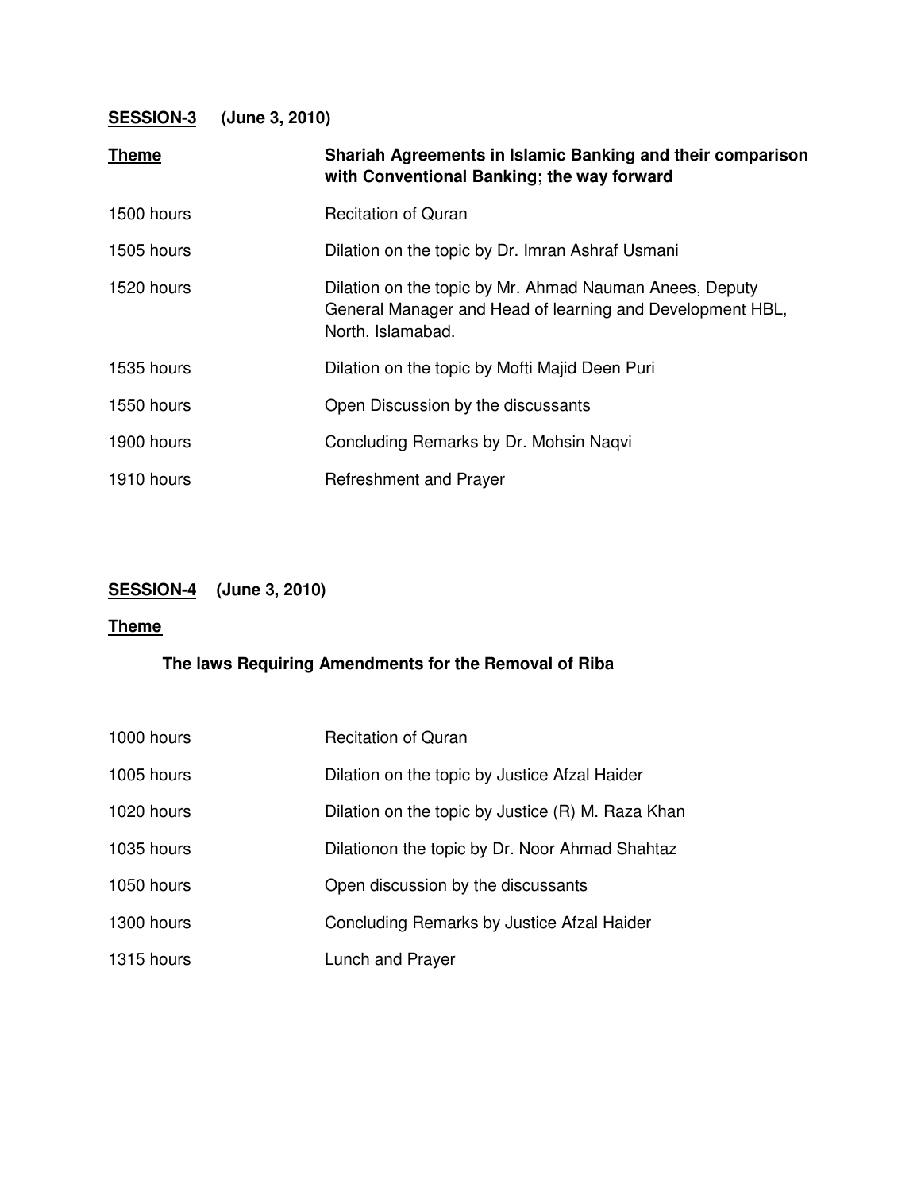**<u>SESSION-3</u> (June 3, 2010)**

| | |
|---|---|
| **<u>Theme</u>** | **Shariah Agreements in Islamic Banking and their comparison with Conventional Banking; the way forward** |
| 1500 hours | Recitation of Quran |
| 1505 hours | Dilation on the topic by Dr. Imran Ashraf Usmani |
| 1520 hours | Dilation on the topic by Mr. Ahmad Nauman Anees, Deputy General Manager and Head of learning and Development HBL, North, Islamabad. |
| 1535 hours | Dilation on the topic by Mofti Majid Deen Puri |
| 1550 hours | Open Discussion by the discussants |
| 1900 hours | Concluding Remarks by Dr. Mohsin Naqvi |
| 1910 hours | Refreshment and Prayer |

**<u>SESSION-4</u> (June 3, 2010)**

**<u>Theme</u>**

**The laws Requiring Amendments for the Removal of Riba**

| | |
|---|---|
| 1000 hours | Recitation of Quran |
| 1005 hours | Dilation on the topic by Justice Afzal Haider |
| 1020 hours | Dilation on the topic by Justice (R) M. Raza Khan |
| 1035 hours | Dilationon the topic by Dr. Noor Ahmad Shahtaz |
| 1050 hours | Open discussion by the discussants |
| 1300 hours | Concluding Remarks by Justice Afzal Haider |
| 1315 hours | Lunch and Prayer |